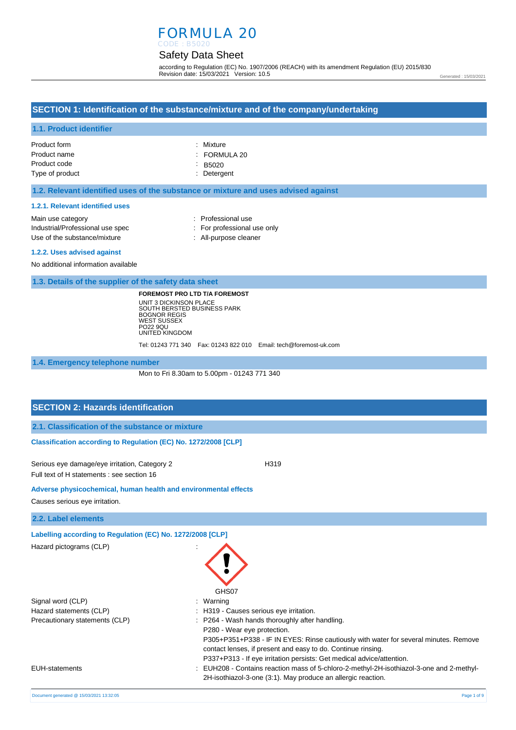# FORMULA 20

CODE : B5020

## Safety Data Sheet

according to Regulation (EC) No. 1907/2006 (REACH) with its amendment Regulation (EU) 2015/830
Revision date: 15/03/2021 Version: 10.5

Generated : 15/03/2021

## SECTION 1: Identification of the substance/mixture and of the company/undertaking

### 1.1. Product identifier

| | |
|---|---|
| Product form | : Mixture |
| Product name | : FORMULA 20 |
| Product code | : B5020 |
| Type of product | : Detergent |

### 1.2. Relevant identified uses of the substance or mixture and uses advised against

#### 1.2.1. Relevant identified uses

| | |
|---|---|
| Main use category | : Professional use |
| Industrial/Professional use spec | : For professional use only |
| Use of the substance/mixture | : All-purpose cleaner |

#### 1.2.2. Uses advised against

No additional information available

### 1.3. Details of the supplier of the safety data sheet

**FOREMOST PRO LTD T/A FOREMOST**
UNIT 3 DICKINSON PLACE
SOUTH BERSTED BUSINESS PARK
BOGNOR REGIS
WEST SUSSEX
PO22 9QU
UNITED KINGDOM

Tel: 01243 771 340 Fax: 01243 822 010 Email: tech@foremost-uk.com

### 1.4. Emergency telephone number

Mon to Fri 8.30am to 5.00pm - 01243 771 340

## SECTION 2: Hazards identification

### 2.1. Classification of the substance or mixture

**Classification according to Regulation (EC) No. 1272/2008 [CLP]**

Serious eye damage/eye irritation, Category 2 H319

Full text of H statements : see section 16

**Adverse physicochemical, human health and environmental effects**

Causes serious eye irritation.

### 2.2. Label elements

**Labelling according to Regulation (EC) No. 1272/2008 [CLP]**

Hazard pictograms (CLP) :

GHS07

| | |
|---|---|
| Signal word (CLP) | : Warning |
| Hazard statements (CLP) | : H319 - Causes serious eye irritation. |
| Precautionary statements (CLP) | : P264 - Wash hands thoroughly after handling.<br>P280 - Wear eye protection.<br>P305+P351+P338 - IF IN EYES: Rinse cautiously with water for several minutes. Remove contact lenses, if present and easy to do. Continue rinsing.<br>P337+P313 - If eye irritation persists: Get medical advice/attention. |
| EUH-statements | : EUH208 - Contains reaction mass of 5-chloro-2-methyl-2H-isothiazol-3-one and 2-methyl-2H-isothiazol-3-one (3:1). May produce an allergic reaction. |

Document generated @ 15/03/2021 13:32:05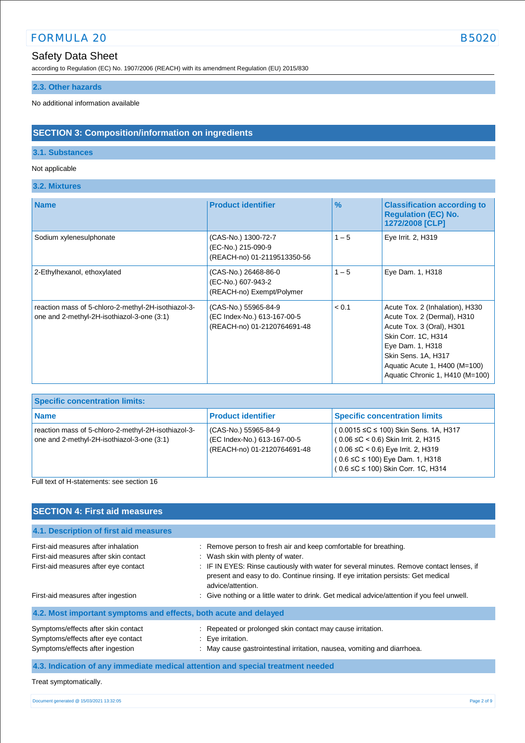### 2.3. Other hazards

No additional information available

## SECTION 3: Composition/information on ingredients

### 3.1. Substances

Not applicable

### 3.2. Mixtures

| Name | Product identifier | % | Classification according to Regulation (EC) No. 1272/2008 [CLP] |
|---|---|---|---|
| Sodium xylenesulphonate | (CAS-No.) 1300-72-7<br>(EC-No.) 215-090-9<br>(REACH-no) 01-2119513350-56 | 1 – 5 | Eye Irrit. 2, H319 |
| 2-Ethylhexanol, ethoxylated | (CAS-No.) 26468-86-0<br>(EC-No.) 607-943-2<br>(REACH-no) Exempt/Polymer | 1 – 5 | Eye Dam. 1, H318 |
| reaction mass of 5-chloro-2-methyl-2H-isothiazol-3-one and 2-methyl-2H-isothiazol-3-one (3:1) | (CAS-No.) 55965-84-9<br>(EC Index-No.) 613-167-00-5<br>(REACH-no) 01-2120764691-48 | < 0.1 | Acute Tox. 2 (Inhalation), H330<br>Acute Tox. 2 (Dermal), H310<br>Acute Tox. 3 (Oral), H301<br>Skin Corr. 1C, H314<br>Eye Dam. 1, H318<br>Skin Sens. 1A, H317<br>Aquatic Acute 1, H400 (M=100)<br>Aquatic Chronic 1, H410 (M=100) |

| Specific concentration limits: | | |
|---|---|---|
| **Name** | **Product identifier** | **Specific concentration limits** |
| reaction mass of 5-chloro-2-methyl-2H-isothiazol-3-one and 2-methyl-2H-isothiazol-3-one (3:1) | (CAS-No.) 55965-84-9<br>(EC Index-No.) 613-167-00-5<br>(REACH-no) 01-2120764691-48 | ( 0.0015 ≤C ≤ 100) Skin Sens. 1A, H317<br>( 0.06 ≤C < 0.6) Skin Irrit. 2, H315<br>( 0.06 ≤C < 0.6) Eye Irrit. 2, H319<br>( 0.6 ≤C ≤ 100) Eye Dam. 1, H318<br>( 0.6 ≤C ≤ 100) Skin Corr. 1C, H314 |

Full text of H-statements: see section 16

## SECTION 4: First aid measures

### 4.1. Description of first aid measures

First-aid measures after inhalation : Remove person to fresh air and keep comfortable for breathing.

First-aid measures after skin contact : Wash skin with plenty of water.

First-aid measures after eye contact : IF IN EYES: Rinse cautiously with water for several minutes. Remove contact lenses, if present and easy to do. Continue rinsing. If eye irritation persists: Get medical advice/attention.

First-aid measures after ingestion : Give nothing or a little water to drink. Get medical advice/attention if you feel unwell.

### 4.2. Most important symptoms and effects, both acute and delayed

Symptoms/effects after skin contact : Repeated or prolonged skin contact may cause irritation.

Symptoms/effects after eye contact : Eye irritation.

Symptoms/effects after ingestion : May cause gastrointestinal irritation, nausea, vomiting and diarrhoea.

### 4.3. Indication of any immediate medical attention and special treatment needed

Treat symptomatically.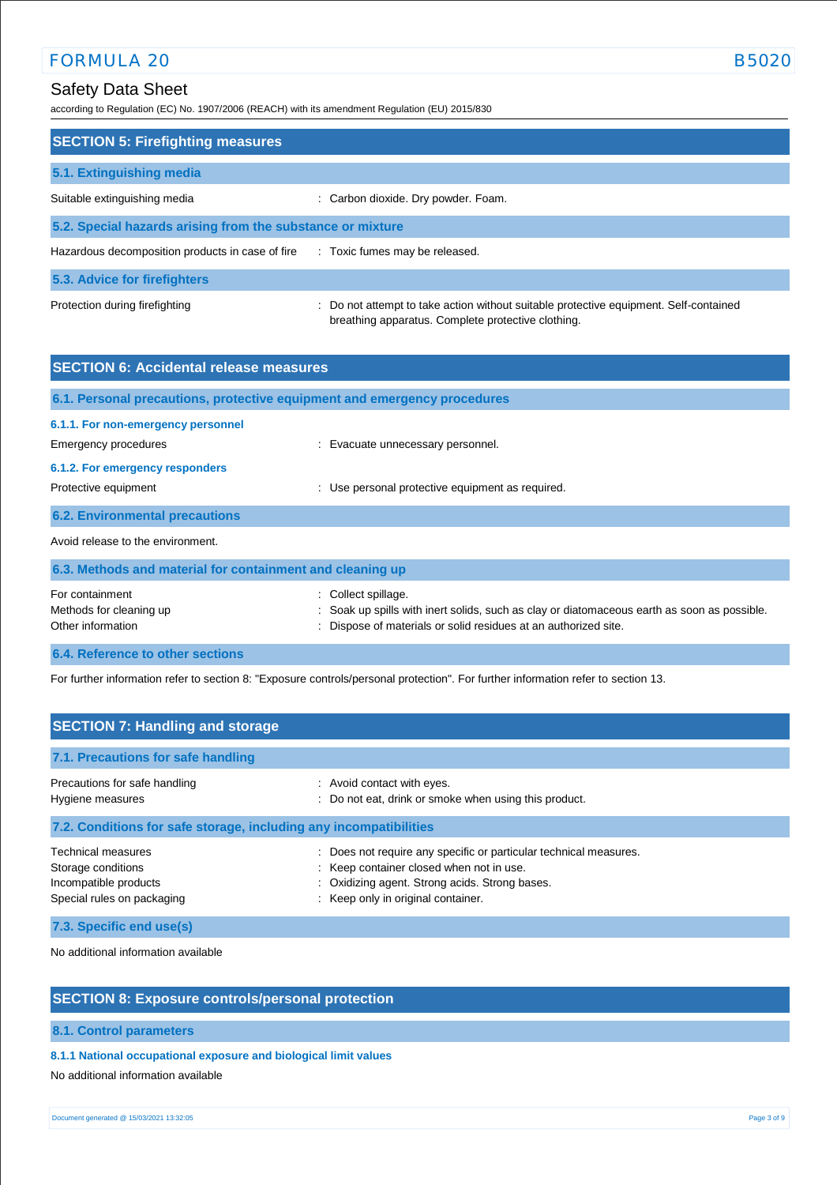## SECTION 5: Firefighting measures

### 5.1. Extinguishing media

Suitable extinguishing media : Carbon dioxide. Dry powder. Foam.

### 5.2. Special hazards arising from the substance or mixture

Hazardous decomposition products in case of fire : Toxic fumes may be released.

### 5.3. Advice for firefighters

Protection during firefighting : Do not attempt to take action without suitable protective equipment. Self-contained breathing apparatus. Complete protective clothing.

## SECTION 6: Accidental release measures

### 6.1. Personal precautions, protective equipment and emergency procedures

#### 6.1.1. For non-emergency personnel

Emergency procedures : Evacuate unnecessary personnel.

#### 6.1.2. For emergency responders

Protective equipment : Use personal protective equipment as required.

### 6.2. Environmental precautions

Avoid release to the environment.

### 6.3. Methods and material for containment and cleaning up

For containment : Collect spillage.
Methods for cleaning up : Soak up spills with inert solids, such as clay or diatomaceous earth as soon as possible.
Other information : Dispose of materials or solid residues at an authorized site.

### 6.4. Reference to other sections

For further information refer to section 8: "Exposure controls/personal protection". For further information refer to section 13.

## SECTION 7: Handling and storage

### 7.1. Precautions for safe handling

Precautions for safe handling : Avoid contact with eyes.
Hygiene measures : Do not eat, drink or smoke when using this product.

### 7.2. Conditions for safe storage, including any incompatibilities

Technical measures : Does not require any specific or particular technical measures.
Storage conditions : Keep container closed when not in use.
Incompatible products : Oxidizing agent. Strong acids. Strong bases.
Special rules on packaging : Keep only in original container.

### 7.3. Specific end use(s)

No additional information available

## SECTION 8: Exposure controls/personal protection

### 8.1. Control parameters

#### 8.1.1 National occupational exposure and biological limit values

No additional information available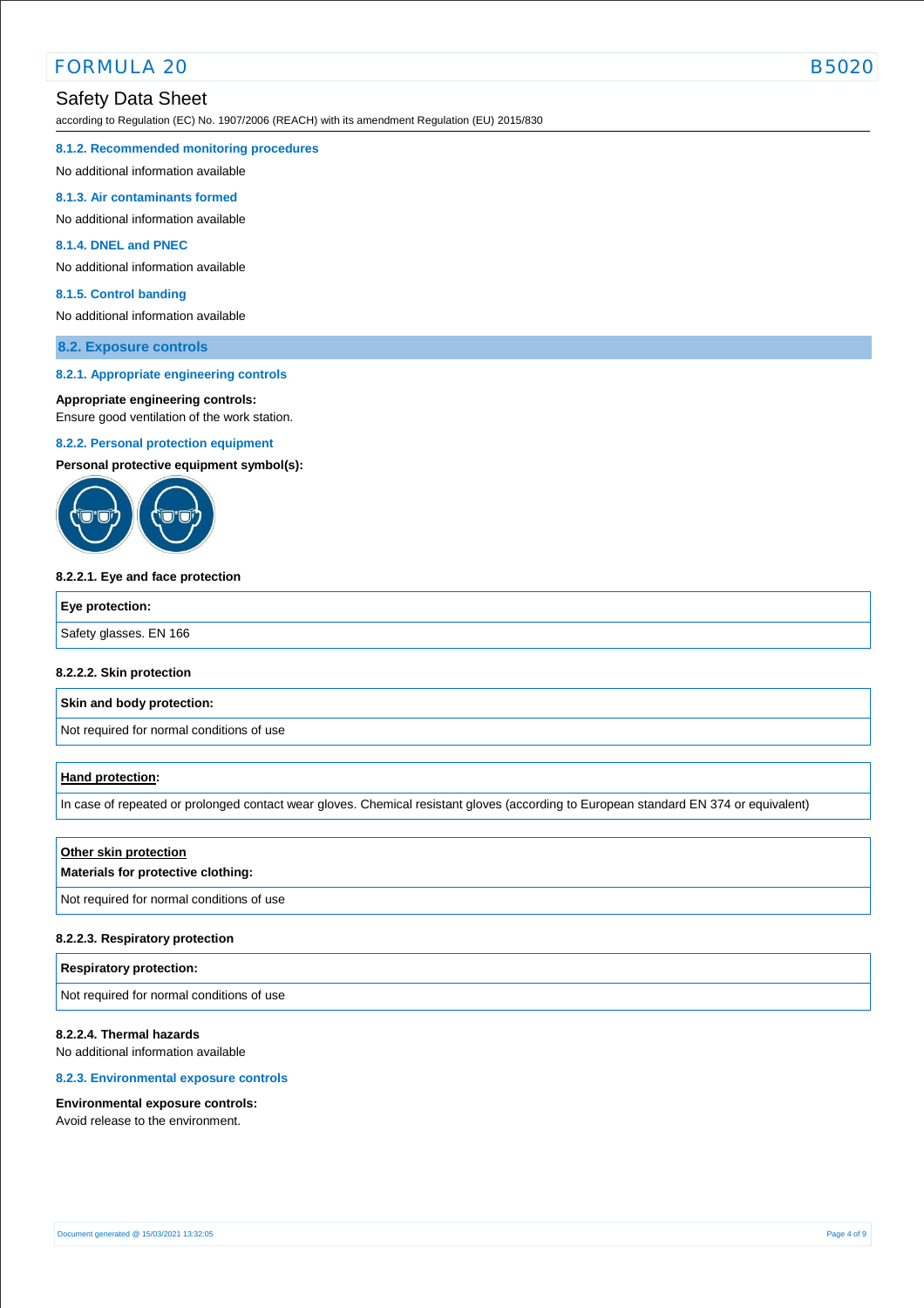#### 8.1.2. Recommended monitoring procedures

No additional information available

#### 8.1.3. Air contaminants formed

No additional information available

#### 8.1.4. DNEL and PNEC

No additional information available

#### 8.1.5. Control banding

No additional information available

### 8.2. Exposure controls

#### 8.2.1. Appropriate engineering controls

**Appropriate engineering controls:**
Ensure good ventilation of the work station.

#### 8.2.2. Personal protection equipment

**Personal protective equipment symbol(s):**

**8.2.2.1. Eye and face protection**

| Eye protection: |
| --- |
| Safety glasses. EN 166 |

**8.2.2.2. Skin protection**

| Skin and body protection: |
| --- |
| Not required for normal conditions of use |

| Hand protection: |
| --- |
| In case of repeated or prolonged contact wear gloves. Chemical resistant gloves (according to European standard EN 374 or equivalent) |

| Other skin protection<br>Materials for protective clothing: |
| --- |
| Not required for normal conditions of use |

**8.2.2.3. Respiratory protection**

| Respiratory protection: |
| --- |
| Not required for normal conditions of use |

**8.2.2.4. Thermal hazards**
No additional information available

#### 8.2.3. Environmental exposure controls

**Environmental exposure controls:**
Avoid release to the environment.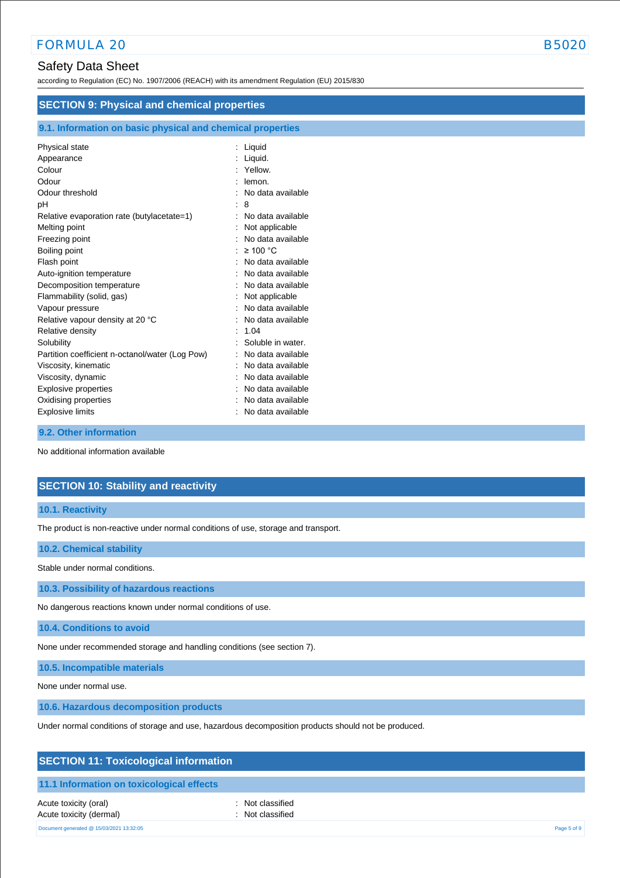## SECTION 9: Physical and chemical properties

### 9.1. Information on basic physical and chemical properties

| | |
|---|---|
| Physical state | : Liquid |
| Appearance | : Liquid. |
| Colour | : Yellow. |
| Odour | : lemon. |
| Odour threshold | : No data available |
| pH | : 8 |
| Relative evaporation rate (butylacetate=1) | : No data available |
| Melting point | : Not applicable |
| Freezing point | : No data available |
| Boiling point | : ≥ 100 °C |
| Flash point | : No data available |
| Auto-ignition temperature | : No data available |
| Decomposition temperature | : No data available |
| Flammability (solid, gas) | : Not applicable |
| Vapour pressure | : No data available |
| Relative vapour density at 20 °C | : No data available |
| Relative density | : 1.04 |
| Solubility | : Soluble in water. |
| Partition coefficient n-octanol/water (Log Pow) | : No data available |
| Viscosity, kinematic | : No data available |
| Viscosity, dynamic | : No data available |
| Explosive properties | : No data available |
| Oxidising properties | : No data available |
| Explosive limits | : No data available |

### 9.2. Other information

No additional information available

## SECTION 10: Stability and reactivity

### 10.1. Reactivity

The product is non-reactive under normal conditions of use, storage and transport.

### 10.2. Chemical stability

Stable under normal conditions.

### 10.3. Possibility of hazardous reactions

No dangerous reactions known under normal conditions of use.

### 10.4. Conditions to avoid

None under recommended storage and handling conditions (see section 7).

### 10.5. Incompatible materials

None under normal use.

### 10.6. Hazardous decomposition products

Under normal conditions of storage and use, hazardous decomposition products should not be produced.

## SECTION 11: Toxicological information

### 11.1 Information on toxicological effects

| | |
|---|---|
| Acute toxicity (oral) | : Not classified |
| Acute toxicity (dermal) | : Not classified |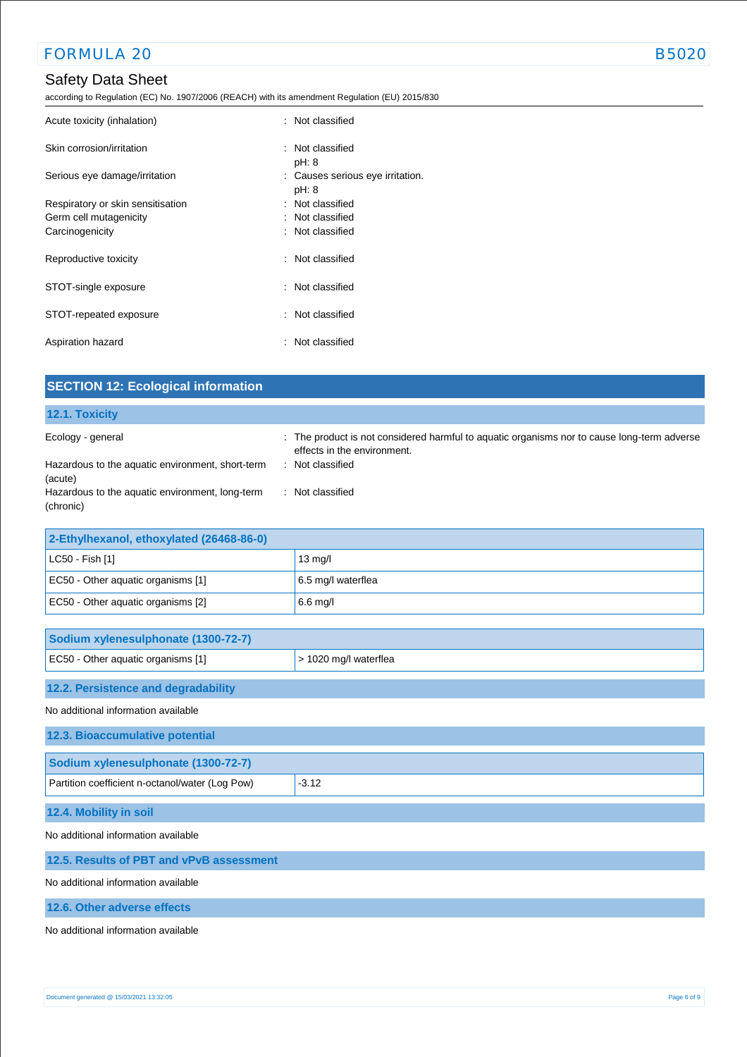| | |
|---|---|
| Acute toxicity (inhalation) | : Not classified |
| Skin corrosion/irritation | : Not classified<br>pH: 8 |
| Serious eye damage/irritation | : Causes serious eye irritation.<br>pH: 8 |
| Respiratory or skin sensitisation | : Not classified |
| Germ cell mutagenicity | : Not classified |
| Carcinogenicity | : Not classified |
| Reproductive toxicity | : Not classified |
| STOT-single exposure | : Not classified |
| STOT-repeated exposure | : Not classified |
| Aspiration hazard | : Not classified |

## SECTION 12: Ecological information

### 12.1. Toxicity

| | |
|---|---|
| Ecology - general | : The product is not considered harmful to aquatic organisms nor to cause long-term adverse effects in the environment. |
| Hazardous to the aquatic environment, short-term (acute) | : Not classified |
| Hazardous to the aquatic environment, long-term (chronic) | : Not classified |

| 2-Ethylhexanol, ethoxylated (26468-86-0) | |
|---|---|
| LC50 - Fish [1] | 13 mg/l |
| EC50 - Other aquatic organisms [1] | 6.5 mg/l waterflea |
| EC50 - Other aquatic organisms [2] | 6.6 mg/l |

| Sodium xylenesulphonate (1300-72-7) | |
|---|---|
| EC50 - Other aquatic organisms [1] | > 1020 mg/l waterflea |

### 12.2. Persistence and degradability

No additional information available

### 12.3. Bioaccumulative potential

| Sodium xylenesulphonate (1300-72-7) | |
|---|---|
| Partition coefficient n-octanol/water (Log Pow) | -3.12 |

### 12.4. Mobility in soil

No additional information available

### 12.5. Results of PBT and vPvB assessment

No additional information available

### 12.6. Other adverse effects

No additional information available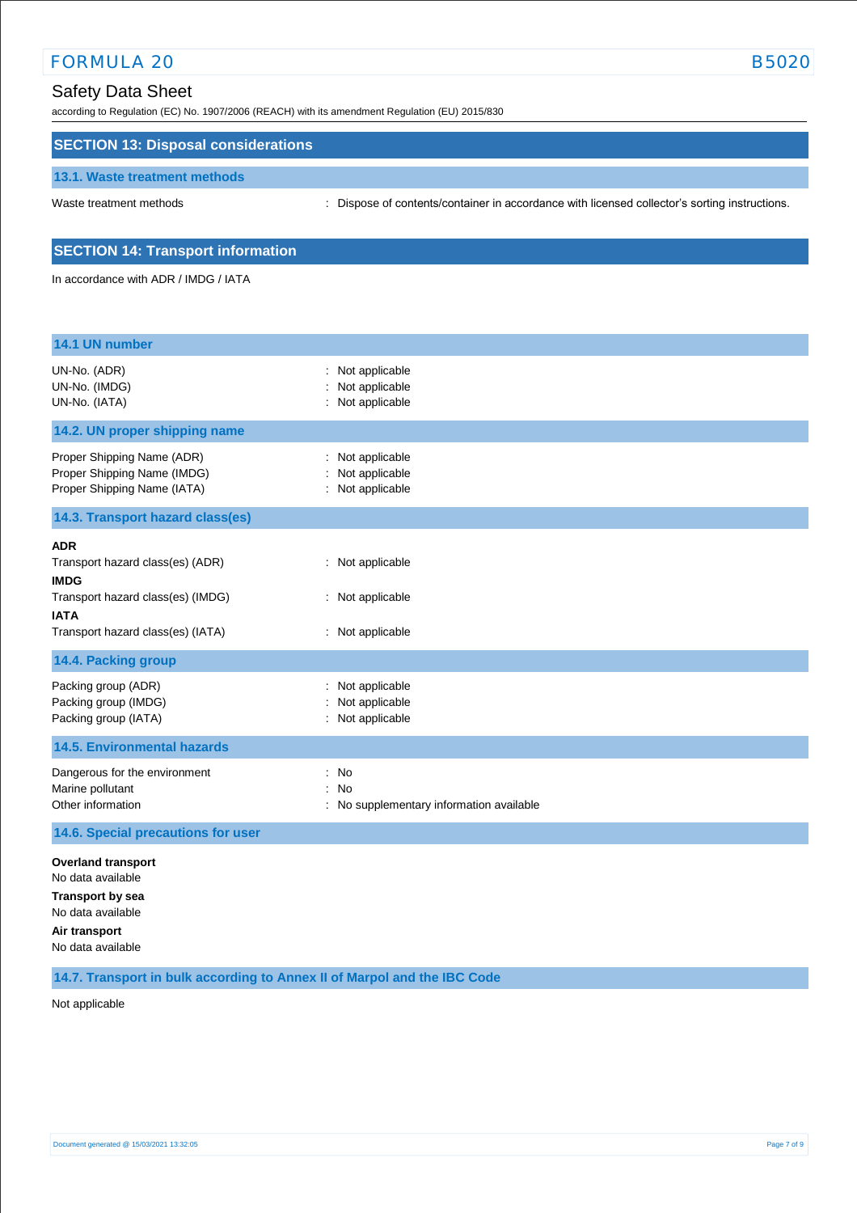## SECTION 13: Disposal considerations

### 13.1. Waste treatment methods

| | |
|---|---|
| Waste treatment methods | : Dispose of contents/container in accordance with licensed collector's sorting instructions. |

## SECTION 14: Transport information

In accordance with ADR / IMDG / IATA

### 14.1 UN number

| | |
|---|---|
| UN-No. (ADR) | : Not applicable |
| UN-No. (IMDG) | : Not applicable |
| UN-No. (IATA) | : Not applicable |

### 14.2. UN proper shipping name

| | |
|---|---|
| Proper Shipping Name (ADR) | : Not applicable |
| Proper Shipping Name (IMDG) | : Not applicable |
| Proper Shipping Name (IATA) | : Not applicable |

### 14.3. Transport hazard class(es)

**ADR**

| | |
|---|---|
| Transport hazard class(es) (ADR) | : Not applicable |

**IMDG**

| | |
|---|---|
| Transport hazard class(es) (IMDG) | : Not applicable |

**IATA**

| | |
|---|---|
| Transport hazard class(es) (IATA) | : Not applicable |

### 14.4. Packing group

| | |
|---|---|
| Packing group (ADR) | : Not applicable |
| Packing group (IMDG) | : Not applicable |
| Packing group (IATA) | : Not applicable |

### 14.5. Environmental hazards

| | |
|---|---|
| Dangerous for the environment | : No |
| Marine pollutant | : No |
| Other information | : No supplementary information available |

### 14.6. Special precautions for user

**Overland transport**

No data available

**Transport by sea**

No data available

**Air transport**

No data available

### 14.7. Transport in bulk according to Annex II of Marpol and the IBC Code

Not applicable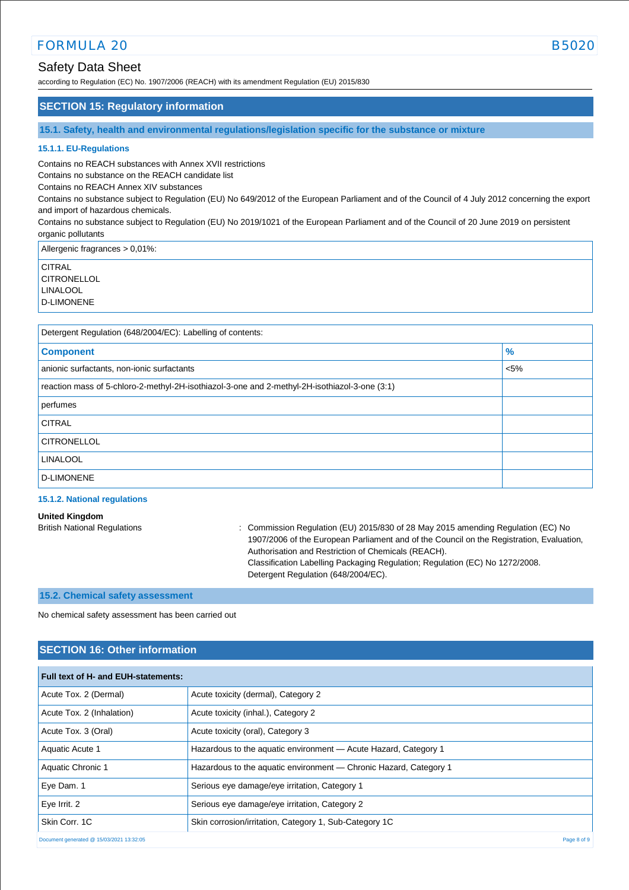## SECTION 15: Regulatory information

### 15.1. Safety, health and environmental regulations/legislation specific for the substance or mixture

#### 15.1.1. EU-Regulations

Contains no REACH substances with Annex XVII restrictions
Contains no substance on the REACH candidate list
Contains no REACH Annex XIV substances
Contains no substance subject to Regulation (EU) No 649/2012 of the European Parliament and of the Council of 4 July 2012 concerning the export and import of hazardous chemicals.
Contains no substance subject to Regulation (EU) No 2019/1021 of the European Parliament and of the Council of 20 June 2019 on persistent organic pollutants

| Allergenic fragrances > 0,01%: |
|---|
| CITRAL<br>CITRONELLOL<br>LINALOOL<br>D-LIMONENE |

Detergent Regulation (648/2004/EC): Labelling of contents:

| Component | % |
|---|---|
| anionic surfactants, non-ionic surfactants | <5% |
| reaction mass of 5-chloro-2-methyl-2H-isothiazol-3-one and 2-methyl-2H-isothiazol-3-one (3:1) | |
| perfumes | |
| CITRAL | |
| CITRONELLOL | |
| LINALOOL | |
| D-LIMONENE | |

#### 15.1.2. National regulations

**United Kingdom**

British National Regulations : Commission Regulation (EU) 2015/830 of 28 May 2015 amending Regulation (EC) No 1907/2006 of the European Parliament and of the Council on the Registration, Evaluation, Authorisation and Restriction of Chemicals (REACH).
Classification Labelling Packaging Regulation; Regulation (EC) No 1272/2008.
Detergent Regulation (648/2004/EC).

### 15.2. Chemical safety assessment

No chemical safety assessment has been carried out

## SECTION 16: Other information

| Full text of H- and EUH-statements: | |
|---|---|
| Acute Tox. 2 (Dermal) | Acute toxicity (dermal), Category 2 |
| Acute Tox. 2 (Inhalation) | Acute toxicity (inhal.), Category 2 |
| Acute Tox. 3 (Oral) | Acute toxicity (oral), Category 3 |
| Aquatic Acute 1 | Hazardous to the aquatic environment — Acute Hazard, Category 1 |
| Aquatic Chronic 1 | Hazardous to the aquatic environment — Chronic Hazard, Category 1 |
| Eye Dam. 1 | Serious eye damage/eye irritation, Category 1 |
| Eye Irrit. 2 | Serious eye damage/eye irritation, Category 2 |
| Skin Corr. 1C | Skin corrosion/irritation, Category 1, Sub-Category 1C |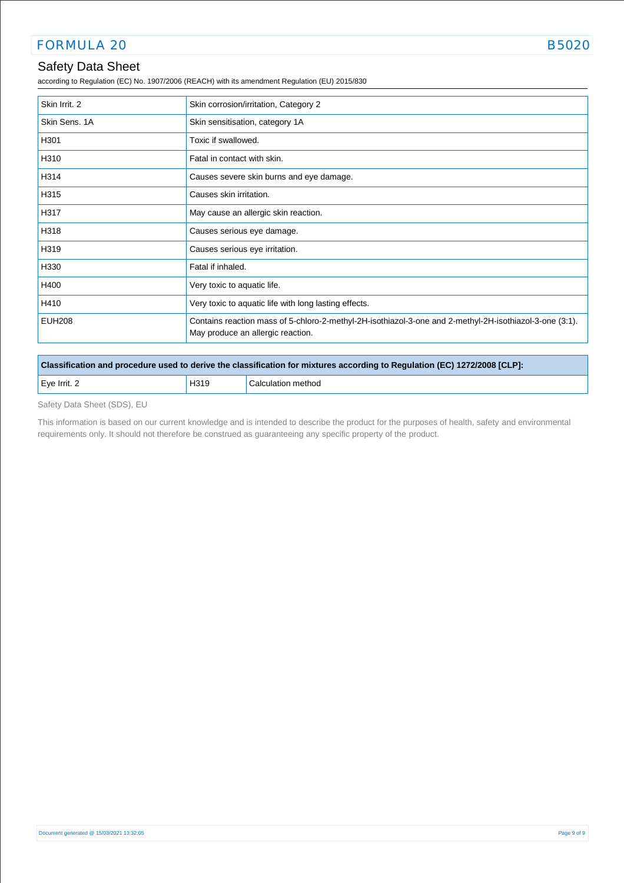| | |
|---|---|
| Skin Irrit. 2 | Skin corrosion/irritation, Category 2 |
| Skin Sens. 1A | Skin sensitisation, category 1A |
| H301 | Toxic if swallowed. |
| H310 | Fatal in contact with skin. |
| H314 | Causes severe skin burns and eye damage. |
| H315 | Causes skin irritation. |
| H317 | May cause an allergic skin reaction. |
| H318 | Causes serious eye damage. |
| H319 | Causes serious eye irritation. |
| H330 | Fatal if inhaled. |
| H400 | Very toxic to aquatic life. |
| H410 | Very toxic to aquatic life with long lasting effects. |
| EUH208 | Contains reaction mass of 5-chloro-2-methyl-2H-isothiazol-3-one and 2-methyl-2H-isothiazol-3-one (3:1). May produce an allergic reaction. |

| Classification and procedure used to derive the classification for mixtures according to Regulation (EC) 1272/2008 [CLP]: | | |
|---|---|---|
| Eye Irrit. 2 | H319 | Calculation method |

Safety Data Sheet (SDS), EU

This information is based on our current knowledge and is intended to describe the product for the purposes of health, safety and environmental requirements only. It should not therefore be construed as guaranteeing any specific property of the product.